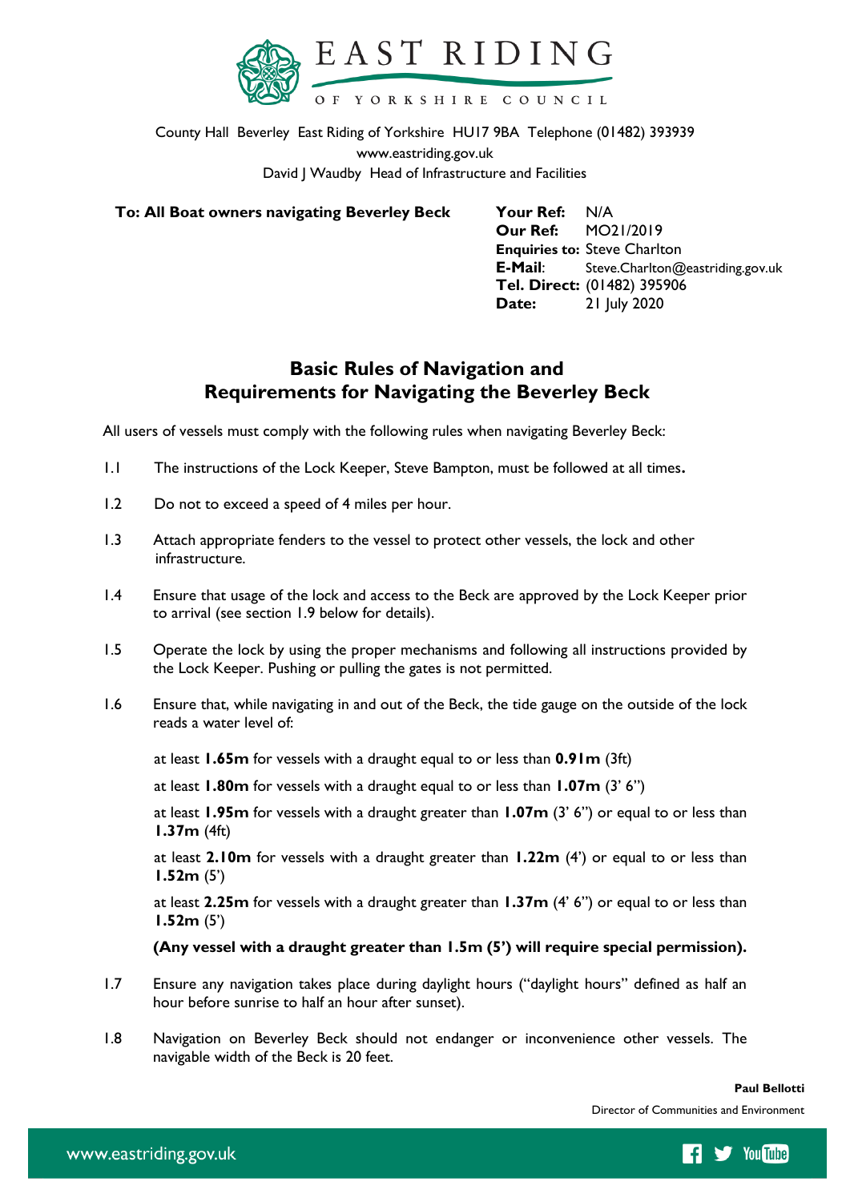EAST RIDING OF YORKSHIRE COUNCIL

County Hall Beverley East Riding of Yorkshire HU17 9BA Telephone (01482) 393939
www.eastriding.gov.uk
David J Waudby Head of Infrastructure and Facilities

**To: All Boat owners navigating Beverley Beck**

**Your Ref:** N/A
**Our Ref:** MO21/2019
**Enquiries to:** Steve Charlton
**E-Mail**: Steve.Charlton@eastriding.gov.uk
**Tel. Direct:** (01482) 395906
**Date:** 21 July 2020

## Basic Rules of Navigation and Requirements for Navigating the Beverley Beck

All users of vessels must comply with the following rules when navigating Beverley Beck:

1.1 The instructions of the Lock Keeper, Steve Bampton, must be followed at all times**.**

1.2 Do not to exceed a speed of 4 miles per hour.

1.3 Attach appropriate fenders to the vessel to protect other vessels, the lock and other infrastructure.

1.4 Ensure that usage of the lock and access to the Beck are approved by the Lock Keeper prior to arrival (see section 1.9 below for details).

1.5 Operate the lock by using the proper mechanisms and following all instructions provided by the Lock Keeper. Pushing or pulling the gates is not permitted.

1.6 Ensure that, while navigating in and out of the Beck, the tide gauge on the outside of the lock reads a water level of:

at least **1.65m** for vessels with a draught equal to or less than **0.91m** (3ft)

at least **1.80m** for vessels with a draught equal to or less than **1.07m** (3' 6")

at least **1.95m** for vessels with a draught greater than **1.07m** (3' 6") or equal to or less than **1.37m** (4ft)

at least **2.10m** for vessels with a draught greater than **1.22m** (4') or equal to or less than **1.52m** (5')

at least **2.25m** for vessels with a draught greater than **1.37m** (4' 6") or equal to or less than **1.52m** (5')

**(Any vessel with a draught greater than 1.5m (5') will require special permission).**

1.7 Ensure any navigation takes place during daylight hours ("daylight hours" defined as half an hour before sunrise to half an hour after sunset).

1.8 Navigation on Beverley Beck should not endanger or inconvenience other vessels. The navigable width of the Beck is 20 feet.

**Paul Bellotti**
Director of Communities and Environment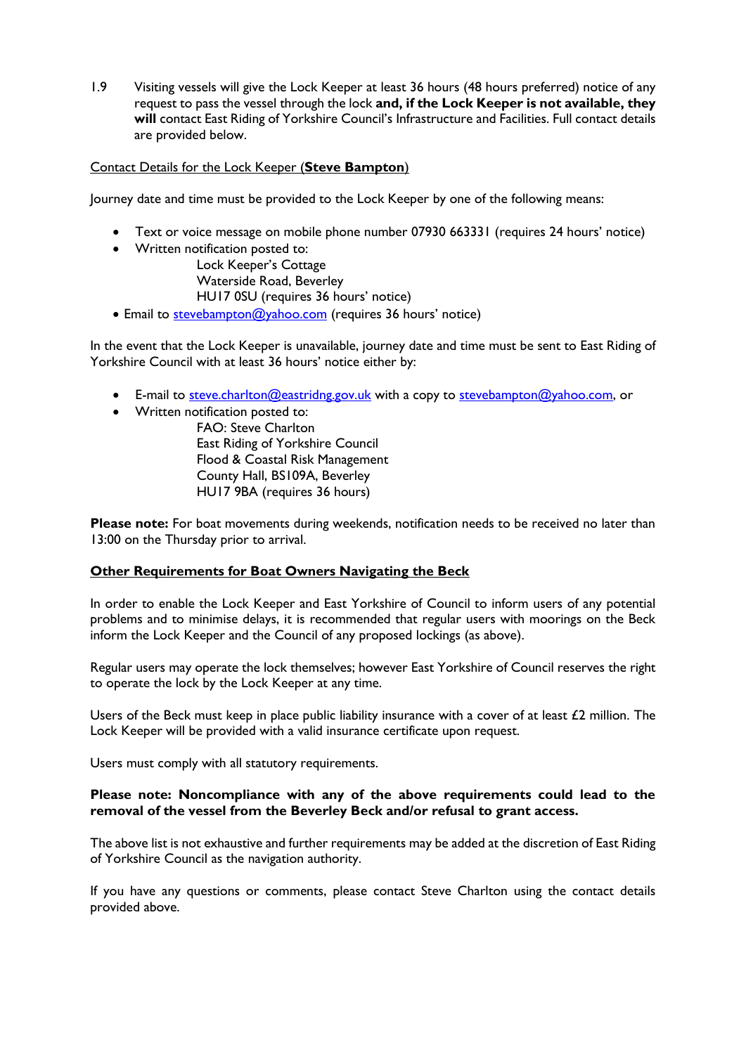1.9 Visiting vessels will give the Lock Keeper at least 36 hours (48 hours preferred) notice of any request to pass the vessel through the lock **and, if the Lock Keeper is not available, they will** contact East Riding of Yorkshire Council's Infrastructure and Facilities. Full contact details are provided below.

Contact Details for the Lock Keeper (**Steve Bampton**)

Journey date and time must be provided to the Lock Keeper by one of the following means:

- Text or voice message on mobile phone number 07930 663331 (requires 24 hours' notice)
- Written notification posted to:
  Lock Keeper's Cottage
  Waterside Road, Beverley
  HU17 0SU (requires 36 hours' notice)
- Email to stevebampton@yahoo.com (requires 36 hours' notice)

In the event that the Lock Keeper is unavailable, journey date and time must be sent to East Riding of Yorkshire Council with at least 36 hours' notice either by:

- E-mail to steve.charlton@eastridng.gov.uk with a copy to stevebampton@yahoo.com, or
- Written notification posted to:
  FAO: Steve Charlton
  East Riding of Yorkshire Council
  Flood & Coastal Risk Management
  County Hall, BS109A, Beverley
  HU17 9BA (requires 36 hours)

**Please note:** For boat movements during weekends, notification needs to be received no later than 13:00 on the Thursday prior to arrival.

**Other Requirements for Boat Owners Navigating the Beck**

In order to enable the Lock Keeper and East Yorkshire of Council to inform users of any potential problems and to minimise delays, it is recommended that regular users with moorings on the Beck inform the Lock Keeper and the Council of any proposed lockings (as above).

Regular users may operate the lock themselves; however East Yorkshire of Council reserves the right to operate the lock by the Lock Keeper at any time.

Users of the Beck must keep in place public liability insurance with a cover of at least £2 million. The Lock Keeper will be provided with a valid insurance certificate upon request.

Users must comply with all statutory requirements.

**Please note: Noncompliance with any of the above requirements could lead to the removal of the vessel from the Beverley Beck and/or refusal to grant access.**

The above list is not exhaustive and further requirements may be added at the discretion of East Riding of Yorkshire Council as the navigation authority.

If you have any questions or comments, please contact Steve Charlton using the contact details provided above.